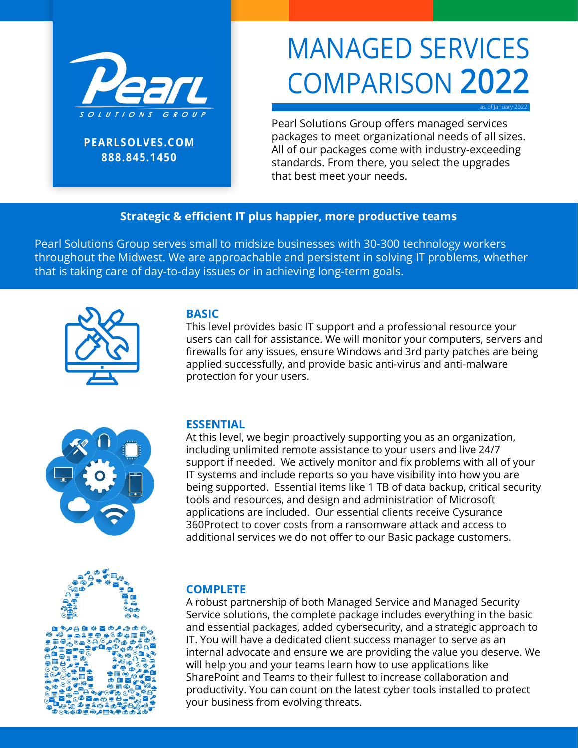Pearl SOLUTIONS GROUP

**PEARLSOLVES.COM**
**888.845.1450**

# MANAGED SERVICES COMPARISON **2022**

as of January 2022

Pearl Solutions Group offers managed services packages to meet organizational needs of all sizes. All of our packages come with industry-exceeding standards. From there, you select the upgrades that best meet your needs.

**Strategic & efficient IT plus happier, more productive teams**

Pearl Solutions Group serves small to midsize businesses with 30-300 technology workers throughout the Midwest. We are approachable and persistent in solving IT problems, whether that is taking care of day-to-day issues or in achieving long-term goals.

## BASIC

This level provides basic IT support and a professional resource your users can call for assistance. We will monitor your computers, servers and firewalls for any issues, ensure Windows and 3rd party patches are being applied successfully, and provide basic anti-virus and anti-malware protection for your users.

## ESSENTIAL

At this level, we begin proactively supporting you as an organization, including unlimited remote assistance to your users and live 24/7 support if needed. We actively monitor and fix problems with all of your IT systems and include reports so you have visibility into how you are being supported. Essential items like 1 TB of data backup, critical security tools and resources, and design and administration of Microsoft applications are included. Our essential clients receive Cysurance 360Protect to cover costs from a ransomware attack and access to additional services we do not offer to our Basic package customers.

## COMPLETE

A robust partnership of both Managed Service and Managed Security Service solutions, the complete package includes everything in the basic and essential packages, added cybersecurity, and a strategic approach to IT. You will have a dedicated client success manager to serve as an internal advocate and ensure we are providing the value you deserve. We will help you and your teams learn how to use applications like SharePoint and Teams to their fullest to increase collaboration and productivity. You can count on the latest cyber tools installed to protect your business from evolving threats.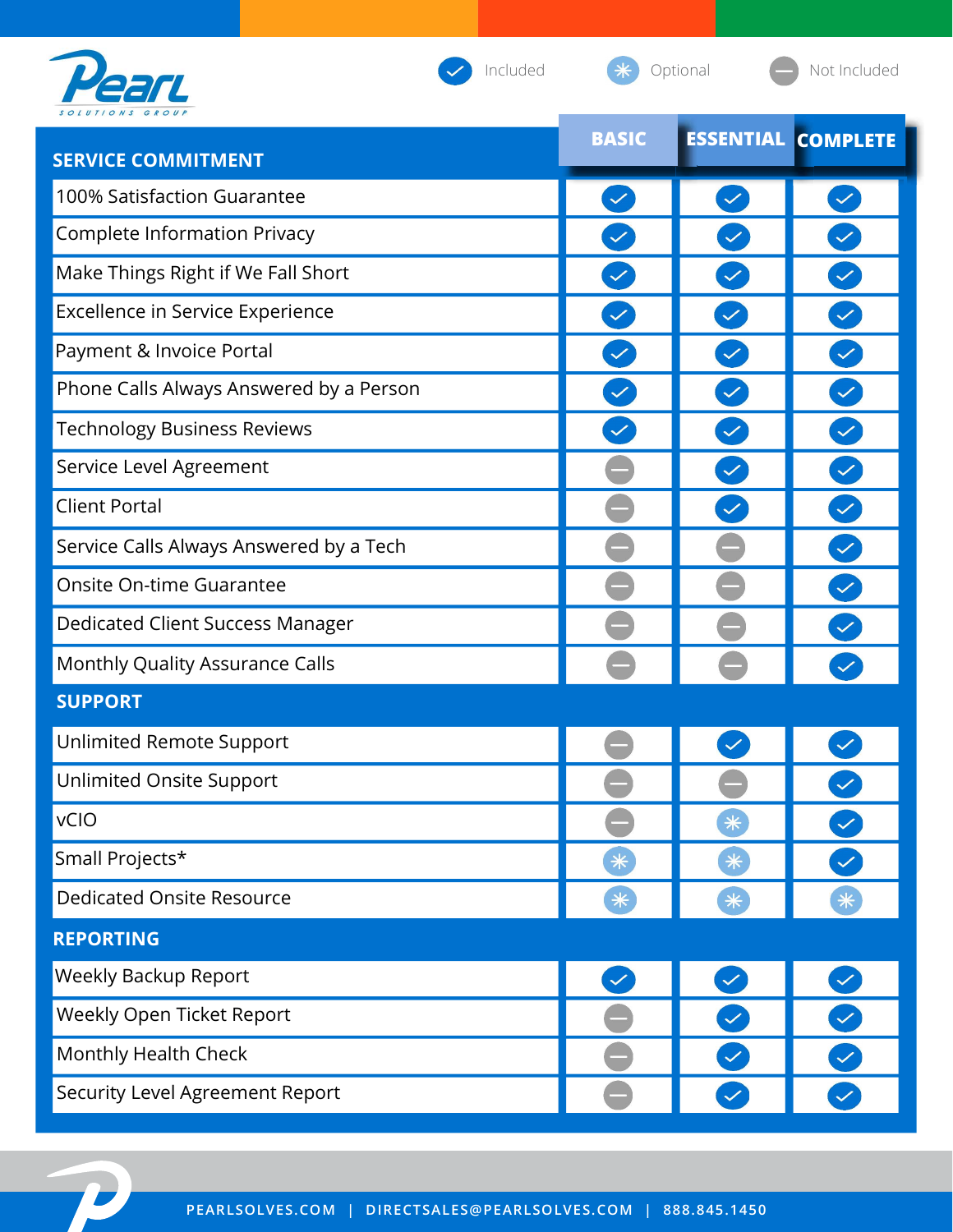Pearl SOLUTIONS GROUP

Included | Optional | Not Included

| SERVICE COMMITMENT | BASIC | ESSENTIAL | COMPLETE |
|---|---|---|---|
| 100% Satisfaction Guarantee | Included | Included | Included |
| Complete Information Privacy | Included | Included | Included |
| Make Things Right if We Fall Short | Included | Included | Included |
| Excellence in Service Experience | Included | Included | Included |
| Payment & Invoice Portal | Included | Included | Included |
| Phone Calls Always Answered by a Person | Included | Included | Included |
| Technology Business Reviews | Included | Included | Included |
| Service Level Agreement | Not Included | Included | Included |
| Client Portal | Not Included | Included | Included |
| Service Calls Always Answered by a Tech | Not Included | Not Included | Included |
| Onsite On-time Guarantee | Not Included | Not Included | Included |
| Dedicated Client Success Manager | Not Included | Not Included | Included |
| Monthly Quality Assurance Calls | Not Included | Not Included | Included |
| **SUPPORT** | | | |
| Unlimited Remote Support | Not Included | Included | Included |
| Unlimited Onsite Support | Not Included | Not Included | Included |
| vCIO | Not Included | Optional | Included |
| Small Projects* | Optional | Optional | Included |
| Dedicated Onsite Resource | Optional | Optional | Optional |
| **REPORTING** | | | |
| Weekly Backup Report | Included | Included | Included |
| Weekly Open Ticket Report | Not Included | Included | Included |
| Monthly Health Check | Not Included | Included | Included |
| Security Level Agreement Report | Not Included | Included | Included |

PEARLSOLVES.COM | DIRECTSALES@PEARLSOLVES.COM | 888.845.1450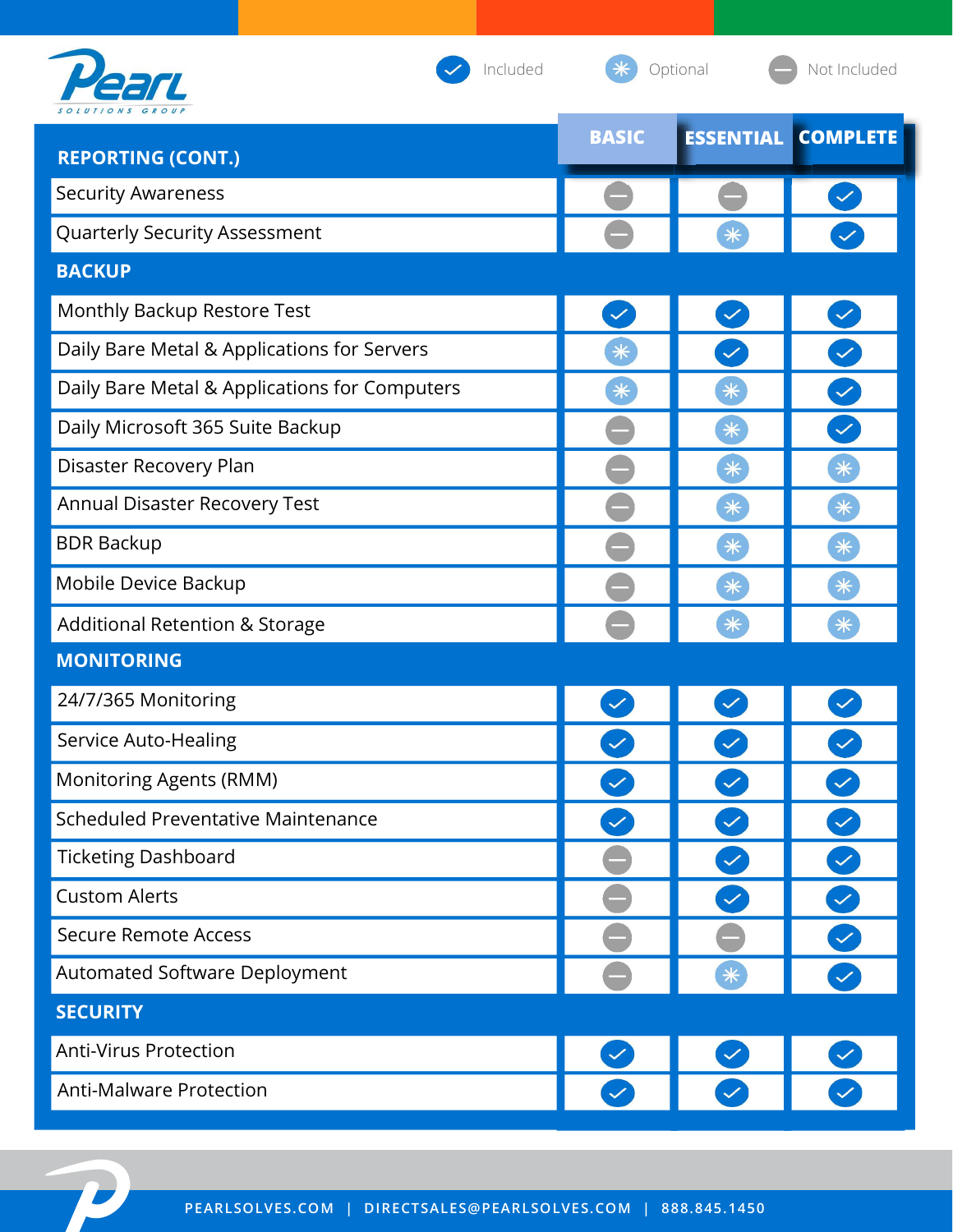Included | Optional | Not Included

| REPORTING (CONT.) | BASIC | ESSENTIAL | COMPLETE |
|---|---|---|---|
| Security Awareness | Not Included | Not Included | Included |
| Quarterly Security Assessment | Not Included | Optional | Included |
| **BACKUP** | | | |
| Monthly Backup Restore Test | Included | Included | Included |
| Daily Bare Metal & Applications for Servers | Optional | Included | Included |
| Daily Bare Metal & Applications for Computers | Optional | Optional | Included |
| Daily Microsoft 365 Suite Backup | Not Included | Optional | Included |
| Disaster Recovery Plan | Not Included | Optional | Optional |
| Annual Disaster Recovery Test | Not Included | Optional | Optional |
| BDR Backup | Not Included | Optional | Optional |
| Mobile Device Backup | Not Included | Optional | Optional |
| Additional Retention & Storage | Not Included | Optional | Optional |
| **MONITORING** | | | |
| 24/7/365 Monitoring | Included | Included | Included |
| Service Auto-Healing | Included | Included | Included |
| Monitoring Agents (RMM) | Included | Included | Included |
| Scheduled Preventative Maintenance | Included | Included | Included |
| Ticketing Dashboard | Not Included | Included | Included |
| Custom Alerts | Not Included | Included | Included |
| Secure Remote Access | Not Included | Not Included | Included |
| Automated Software Deployment | Not Included | Optional | Included |
| **SECURITY** | | | |
| Anti-Virus Protection | Included | Included | Included |
| Anti-Malware Protection | Included | Included | Included |

PEARLSOLVES.COM | DIRECTSALES@PEARLSOLVES.COM | 888.845.1450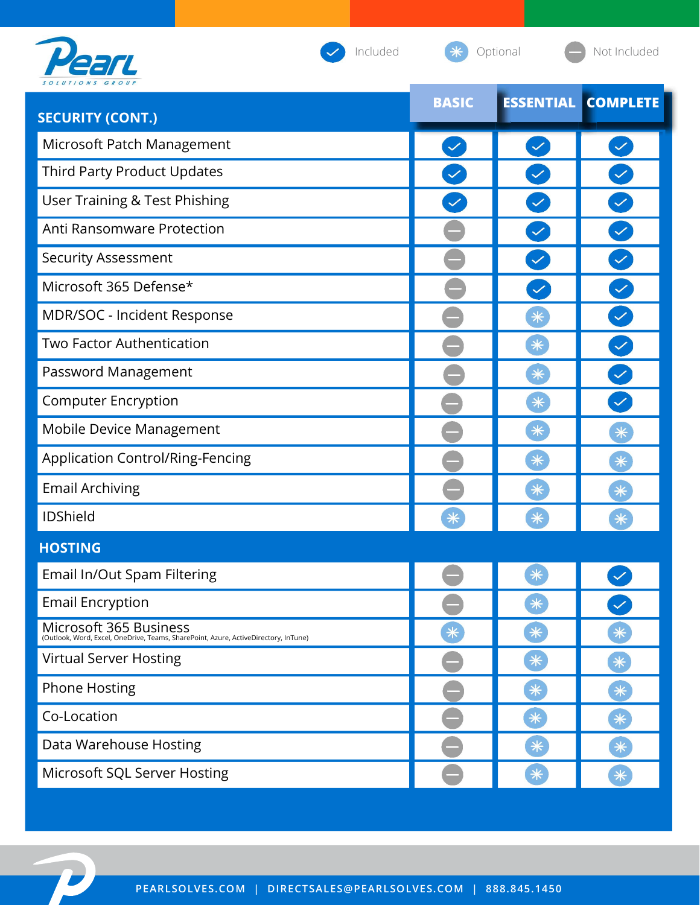Included | Optional | Not Included

| SECURITY (CONT.) | BASIC | ESSENTIAL | COMPLETE |
|---|---|---|---|
| Microsoft Patch Management | Included | Included | Included |
| Third Party Product Updates | Included | Included | Included |
| User Training & Test Phishing | Included | Included | Included |
| Anti Ransomware Protection | Not Included | Included | Included |
| Security Assessment | Not Included | Included | Included |
| Microsoft 365 Defense* | Not Included | Included | Included |
| MDR/SOC - Incident Response | Not Included | Optional | Included |
| Two Factor Authentication | Not Included | Optional | Included |
| Password Management | Not Included | Optional | Included |
| Computer Encryption | Not Included | Optional | Included |
| Mobile Device Management | Not Included | Optional | Optional |
| Application Control/Ring-Fencing | Not Included | Optional | Optional |
| Email Archiving | Not Included | Optional | Optional |
| IDShield | Optional | Optional | Optional |
| **HOSTING** | | | |
| Email In/Out Spam Filtering | Not Included | Optional | Included |
| Email Encryption | Not Included | Optional | Included |
| Microsoft 365 Business (Outlook, Word, Excel, OneDrive, Teams, SharePoint, Azure, ActiveDirectory, InTune) | Optional | Optional | Optional |
| Virtual Server Hosting | Not Included | Optional | Optional |
| Phone Hosting | Not Included | Optional | Optional |
| Co-Location | Not Included | Optional | Optional |
| Data Warehouse Hosting | Not Included | Optional | Optional |
| Microsoft SQL Server Hosting | Not Included | Optional | Optional |

PEARLSOLVES.COM | DIRECTSALES@PEARLSOLVES.COM | 888.845.1450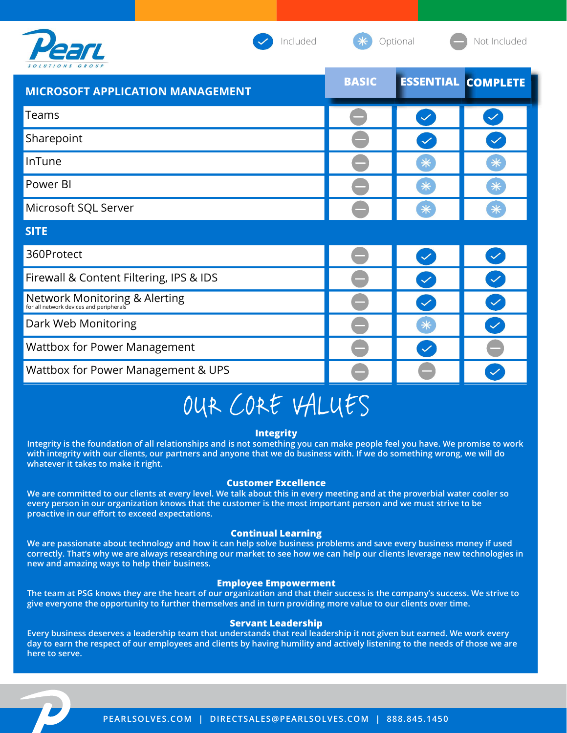Included | Optional | Not Included

| MICROSOFT APPLICATION MANAGEMENT | BASIC | ESSENTIAL | COMPLETE |
|---|---|---|---|
| Teams | Not Included | Included | Included |
| Sharepoint | Not Included | Included | Included |
| InTune | Not Included | Optional | Optional |
| Power BI | Not Included | Optional | Optional |
| Microsoft SQL Server | Not Included | Optional | Optional |
| **SITE** | | | |
| 360Protect | Not Included | Included | Included |
| Firewall & Content Filtering, IPS & IDS | Not Included | Included | Included |
| Network Monitoring & Alerting<br>for all network devices and peripherals | Not Included | Included | Included |
| Dark Web Monitoring | Not Included | Optional | Included |
| Wattbox for Power Management | Not Included | Included | Not Included |
| Wattbox for Power Management & UPS | Not Included | Not Included | Included |

# OUR CORE VALUES

**Integrity**

Integrity is the foundation of all relationships and is not something you can make people feel you have. We promise to work with integrity with our clients, our partners and anyone that we do business with. If we do something wrong, we will do whatever it takes to make it right.

**Customer Excellence**

We are committed to our clients at every level. We talk about this in every meeting and at the proverbial water cooler so every person in our organization knows that the customer is the most important person and we must strive to be proactive in our effort to exceed expectations.

**Continual Learning**

We are passionate about technology and how it can help solve business problems and save every business money if used correctly. That's why we are always researching our market to see how we can help our clients leverage new technologies in new and amazing ways to help their business.

**Employee Empowerment**

The team at PSG knows they are the heart of our organization and that their success is the company's success. We strive to give everyone the opportunity to further themselves and in turn providing more value to our clients over time.

**Servant Leadership**

Every business deserves a leadership team that understands that real leadership it not given but earned. We work every day to earn the respect of our employees and clients by having humility and actively listening to the needs of those we are here to serve.

PEARLSOLVES.COM | DIRECTSALES@PEARLSOLVES.COM | 888.845.1450